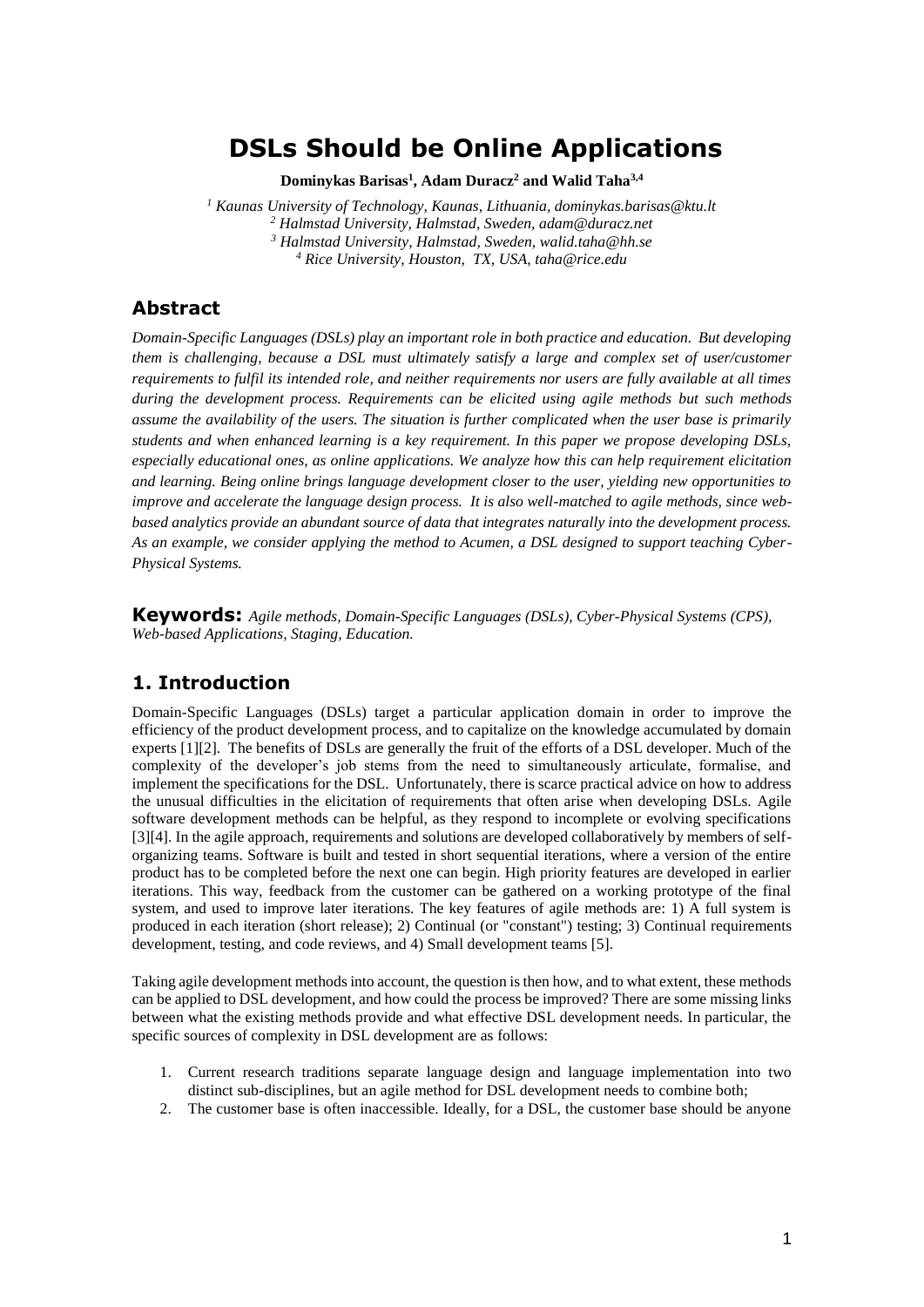# DSLs Should be Online Applications

**Dominykas Barisas[1], Adam Duracz[2] and Walid Taha[3,4]**

[1] *Kaunas University of Technology, Kaunas, Lithuania, dominykas.barisas@ktu.lt*
[2] *Halmstad University, Halmstad, Sweden, adam@duracz.net*
[3] *Halmstad University, Halmstad, Sweden, walid.taha@hh.se*
[4] *Rice University, Houston, TX, USA, taha@rice.edu*

## Abstract

*Domain-Specific Languages (DSLs) play an important role in both practice and education. But developing them is challenging, because a DSL must ultimately satisfy a large and complex set of user/customer requirements to fulfil its intended role, and neither requirements nor users are fully available at all times during the development process. Requirements can be elicited using agile methods but such methods assume the availability of the users. The situation is further complicated when the user base is primarily students and when enhanced learning is a key requirement. In this paper we propose developing DSLs, especially educational ones, as online applications. We analyze how this can help requirement elicitation and learning. Being online brings language development closer to the user, yielding new opportunities to improve and accelerate the language design process. It is also well-matched to agile methods, since web-based analytics provide an abundant source of data that integrates naturally into the development process. As an example, we consider applying the method to Acumen, a DSL designed to support teaching Cyber-Physical Systems.*

**Keywords:** *Agile methods, Domain-Specific Languages (DSLs), Cyber-Physical Systems (CPS), Web-based Applications, Staging, Education.*

## 1. Introduction

Domain-Specific Languages (DSLs) target a particular application domain in order to improve the efficiency of the product development process, and to capitalize on the knowledge accumulated by domain experts [1][2]. The benefits of DSLs are generally the fruit of the efforts of a DSL developer. Much of the complexity of the developer's job stems from the need to simultaneously articulate, formalise, and implement the specifications for the DSL. Unfortunately, there is scarce practical advice on how to address the unusual difficulties in the elicitation of requirements that often arise when developing DSLs. Agile software development methods can be helpful, as they respond to incomplete or evolving specifications [3][4]. In the agile approach, requirements and solutions are developed collaboratively by members of self-organizing teams. Software is built and tested in short sequential iterations, where a version of the entire product has to be completed before the next one can begin. High priority features are developed in earlier iterations. This way, feedback from the customer can be gathered on a working prototype of the final system, and used to improve later iterations. The key features of agile methods are: 1) A full system is produced in each iteration (short release); 2) Continual (or "constant") testing; 3) Continual requirements development, testing, and code reviews, and 4) Small development teams [5].

Taking agile development methods into account, the question is then how, and to what extent, these methods can be applied to DSL development, and how could the process be improved? There are some missing links between what the existing methods provide and what effective DSL development needs. In particular, the specific sources of complexity in DSL development are as follows:

1. Current research traditions separate language design and language implementation into two distinct sub-disciplines, but an agile method for DSL development needs to combine both;
2. The customer base is often inaccessible. Ideally, for a DSL, the customer base should be anyone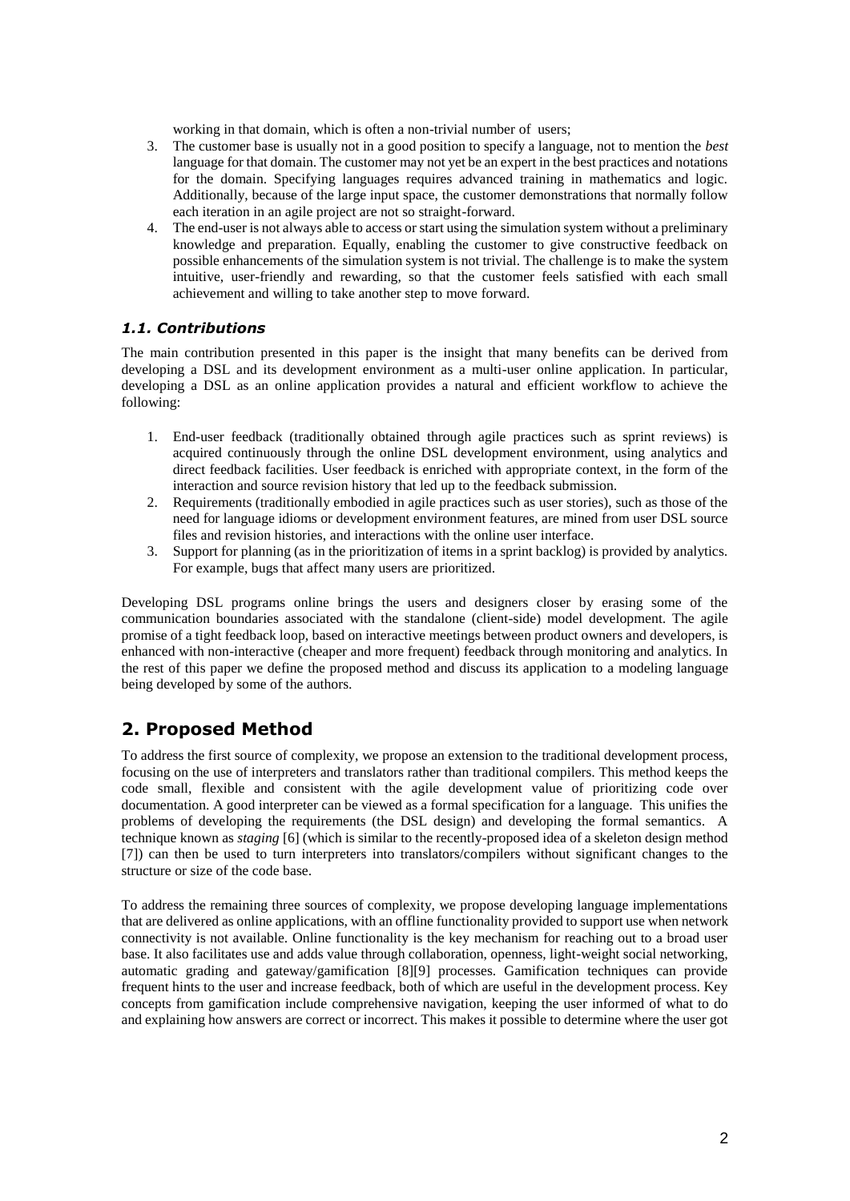working in that domain, which is often a non-trivial number of users;

3. The customer base is usually not in a good position to specify a language, not to mention the *best* language for that domain. The customer may not yet be an expert in the best practices and notations for the domain. Specifying languages requires advanced training in mathematics and logic. Additionally, because of the large input space, the customer demonstrations that normally follow each iteration in an agile project are not so straight-forward.
4. The end-user is not always able to access or start using the simulation system without a preliminary knowledge and preparation. Equally, enabling the customer to give constructive feedback on possible enhancements of the simulation system is not trivial. The challenge is to make the system intuitive, user-friendly and rewarding, so that the customer feels satisfied with each small achievement and willing to take another step to move forward.

### *1.1. Contributions*

The main contribution presented in this paper is the insight that many benefits can be derived from developing a DSL and its development environment as a multi-user online application. In particular, developing a DSL as an online application provides a natural and efficient workflow to achieve the following:

1. End-user feedback (traditionally obtained through agile practices such as sprint reviews) is acquired continuously through the online DSL development environment, using analytics and direct feedback facilities. User feedback is enriched with appropriate context, in the form of the interaction and source revision history that led up to the feedback submission.
2. Requirements (traditionally embodied in agile practices such as user stories), such as those of the need for language idioms or development environment features, are mined from user DSL source files and revision histories, and interactions with the online user interface.
3. Support for planning (as in the prioritization of items in a sprint backlog) is provided by analytics. For example, bugs that affect many users are prioritized.

Developing DSL programs online brings the users and designers closer by erasing some of the communication boundaries associated with the standalone (client-side) model development. The agile promise of a tight feedback loop, based on interactive meetings between product owners and developers, is enhanced with non-interactive (cheaper and more frequent) feedback through monitoring and analytics. In the rest of this paper we define the proposed method and discuss its application to a modeling language being developed by some of the authors.

## 2. Proposed Method

To address the first source of complexity, we propose an extension to the traditional development process, focusing on the use of interpreters and translators rather than traditional compilers. This method keeps the code small, flexible and consistent with the agile development value of prioritizing code over documentation. A good interpreter can be viewed as a formal specification for a language. This unifies the problems of developing the requirements (the DSL design) and developing the formal semantics. A technique known as *staging* [6] (which is similar to the recently-proposed idea of a skeleton design method [7]) can then be used to turn interpreters into translators/compilers without significant changes to the structure or size of the code base.

To address the remaining three sources of complexity, we propose developing language implementations that are delivered as online applications, with an offline functionality provided to support use when network connectivity is not available. Online functionality is the key mechanism for reaching out to a broad user base. It also facilitates use and adds value through collaboration, openness, light-weight social networking, automatic grading and gateway/gamification [8][9] processes. Gamification techniques can provide frequent hints to the user and increase feedback, both of which are useful in the development process. Key concepts from gamification include comprehensive navigation, keeping the user informed of what to do and explaining how answers are correct or incorrect. This makes it possible to determine where the user got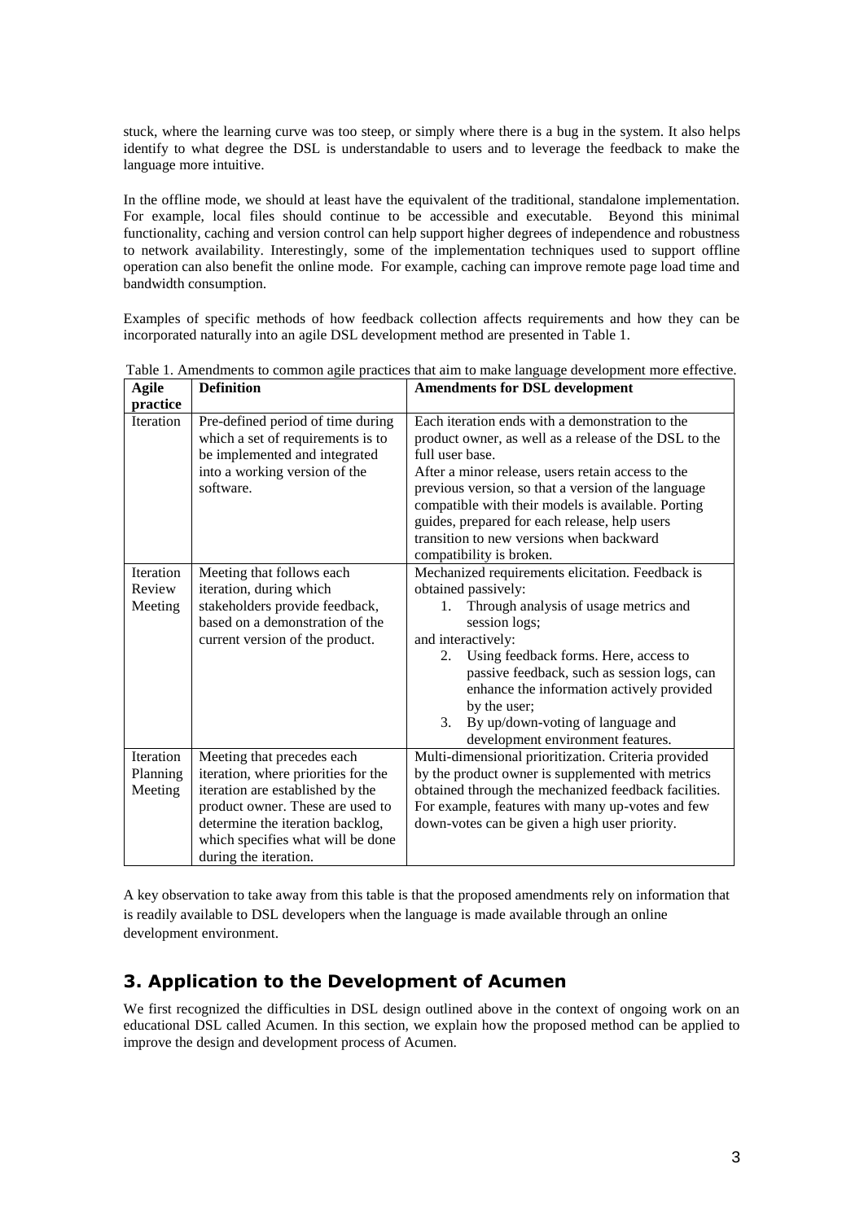stuck, where the learning curve was too steep, or simply where there is a bug in the system. It also helps identify to what degree the DSL is understandable to users and to leverage the feedback to make the language more intuitive.

In the offline mode, we should at least have the equivalent of the traditional, standalone implementation. For example, local files should continue to be accessible and executable. Beyond this minimal functionality, caching and version control can help support higher degrees of independence and robustness to network availability. Interestingly, some of the implementation techniques used to support offline operation can also benefit the online mode. For example, caching can improve remote page load time and bandwidth consumption.

Examples of specific methods of how feedback collection affects requirements and how they can be incorporated naturally into an agile DSL development method are presented in Table 1.

Table 1. Amendments to common agile practices that aim to make language development more effective.

| Agile practice | Definition | Amendments for DSL development |
|---|---|---|
| Iteration | Pre-defined period of time during which a set of requirements is to be implemented and integrated into a working version of the software. | Each iteration ends with a demonstration to the product owner, as well as a release of the DSL to the full user base.<br>After a minor release, users retain access to the previous version, so that a version of the language compatible with their models is available. Porting guides, prepared for each release, help users transition to new versions when backward compatibility is broken. |
| Iteration Review Meeting | Meeting that follows each iteration, during which stakeholders provide feedback, based on a demonstration of the current version of the product. | Mechanized requirements elicitation. Feedback is obtained passively:<br>1. Through analysis of usage metrics and session logs;<br>and interactively:<br>2. Using feedback forms. Here, access to passive feedback, such as session logs, can enhance the information actively provided by the user;<br>3. By up/down-voting of language and development environment features. |
| Iteration Planning Meeting | Meeting that precedes each iteration, where priorities for the iteration are established by the product owner. These are used to determine the iteration backlog, which specifies what will be done during the iteration. | Multi-dimensional prioritization. Criteria provided by the product owner is supplemented with metrics obtained through the mechanized feedback facilities. For example, features with many up-votes and few down-votes can be given a high user priority. |

A key observation to take away from this table is that the proposed amendments rely on information that is readily available to DSL developers when the language is made available through an online development environment.

## 3. Application to the Development of Acumen

We first recognized the difficulties in DSL design outlined above in the context of ongoing work on an educational DSL called Acumen. In this section, we explain how the proposed method can be applied to improve the design and development process of Acumen.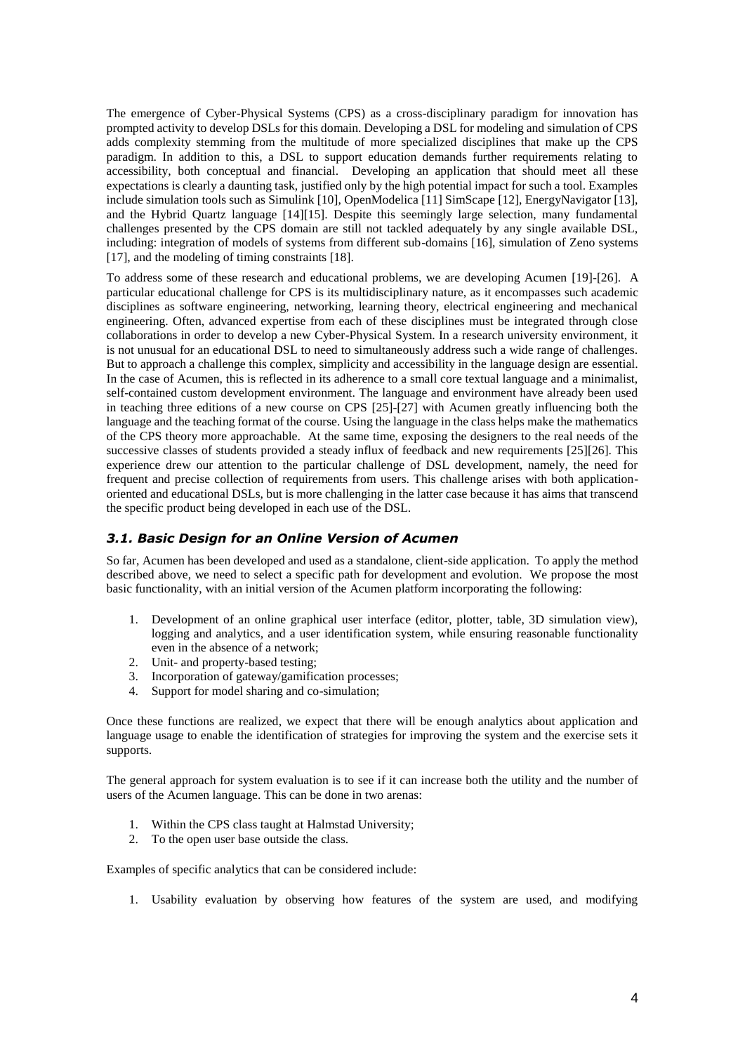The emergence of Cyber-Physical Systems (CPS) as a cross-disciplinary paradigm for innovation has prompted activity to develop DSLs for this domain. Developing a DSL for modeling and simulation of CPS adds complexity stemming from the multitude of more specialized disciplines that make up the CPS paradigm. In addition to this, a DSL to support education demands further requirements relating to accessibility, both conceptual and financial. Developing an application that should meet all these expectations is clearly a daunting task, justified only by the high potential impact for such a tool. Examples include simulation tools such as Simulink [10], OpenModelica [11] SimScape [12], EnergyNavigator [13], and the Hybrid Quartz language [14][15]. Despite this seemingly large selection, many fundamental challenges presented by the CPS domain are still not tackled adequately by any single available DSL, including: integration of models of systems from different sub-domains [16], simulation of Zeno systems [17], and the modeling of timing constraints [18].

To address some of these research and educational problems, we are developing Acumen [19]-[26]. A particular educational challenge for CPS is its multidisciplinary nature, as it encompasses such academic disciplines as software engineering, networking, learning theory, electrical engineering and mechanical engineering. Often, advanced expertise from each of these disciplines must be integrated through close collaborations in order to develop a new Cyber-Physical System. In a research university environment, it is not unusual for an educational DSL to need to simultaneously address such a wide range of challenges. But to approach a challenge this complex, simplicity and accessibility in the language design are essential. In the case of Acumen, this is reflected in its adherence to a small core textual language and a minimalist, self-contained custom development environment. The language and environment have already been used in teaching three editions of a new course on CPS [25]-[27] with Acumen greatly influencing both the language and the teaching format of the course. Using the language in the class helps make the mathematics of the CPS theory more approachable. At the same time, exposing the designers to the real needs of the successive classes of students provided a steady influx of feedback and new requirements [25][26]. This experience drew our attention to the particular challenge of DSL development, namely, the need for frequent and precise collection of requirements from users. This challenge arises with both application-oriented and educational DSLs, but is more challenging in the latter case because it has aims that transcend the specific product being developed in each use of the DSL.

### *3.1. Basic Design for an Online Version of Acumen*

So far, Acumen has been developed and used as a standalone, client-side application. To apply the method described above, we need to select a specific path for development and evolution. We propose the most basic functionality, with an initial version of the Acumen platform incorporating the following:

1. Development of an online graphical user interface (editor, plotter, table, 3D simulation view), logging and analytics, and a user identification system, while ensuring reasonable functionality even in the absence of a network;
2. Unit- and property-based testing;
3. Incorporation of gateway/gamification processes;
4. Support for model sharing and co-simulation;

Once these functions are realized, we expect that there will be enough analytics about application and language usage to enable the identification of strategies for improving the system and the exercise sets it supports.

The general approach for system evaluation is to see if it can increase both the utility and the number of users of the Acumen language. This can be done in two arenas:

1. Within the CPS class taught at Halmstad University;
2. To the open user base outside the class.

Examples of specific analytics that can be considered include:

1. Usability evaluation by observing how features of the system are used, and modifying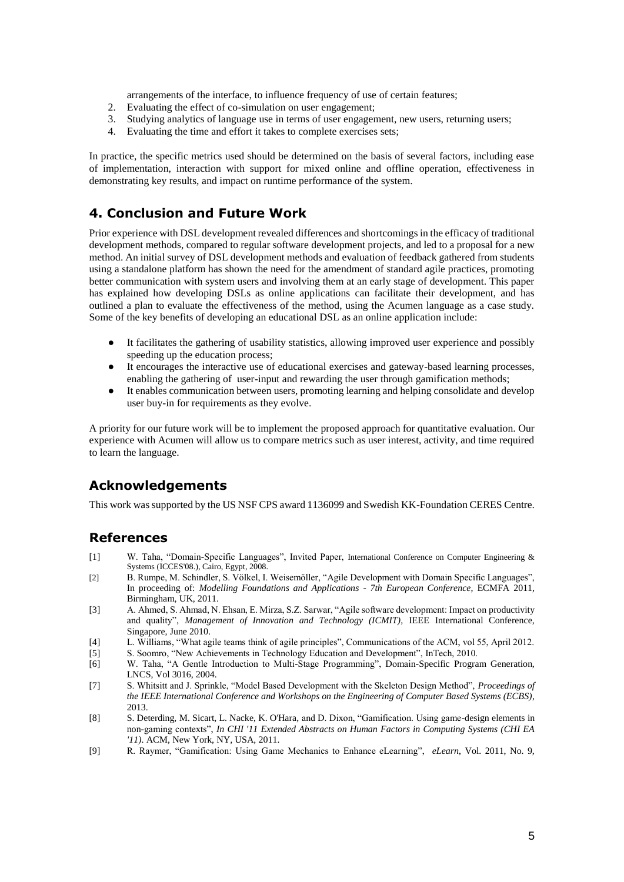arrangements of the interface, to influence frequency of use of certain features;

2. Evaluating the effect of co-simulation on user engagement;
3. Studying analytics of language use in terms of user engagement, new users, returning users;
4. Evaluating the time and effort it takes to complete exercises sets;

In practice, the specific metrics used should be determined on the basis of several factors, including ease of implementation, interaction with support for mixed online and offline operation, effectiveness in demonstrating key results, and impact on runtime performance of the system.

## 4. Conclusion and Future Work

Prior experience with DSL development revealed differences and shortcomings in the efficacy of traditional development methods, compared to regular software development projects, and led to a proposal for a new method. An initial survey of DSL development methods and evaluation of feedback gathered from students using a standalone platform has shown the need for the amendment of standard agile practices, promoting better communication with system users and involving them at an early stage of development. This paper has explained how developing DSLs as online applications can facilitate their development, and has outlined a plan to evaluate the effectiveness of the method, using the Acumen language as a case study. Some of the key benefits of developing an educational DSL as an online application include:

- It facilitates the gathering of usability statistics, allowing improved user experience and possibly speeding up the education process;
- It encourages the interactive use of educational exercises and gateway-based learning processes, enabling the gathering of user-input and rewarding the user through gamification methods;
- It enables communication between users, promoting learning and helping consolidate and develop user buy-in for requirements as they evolve.

A priority for our future work will be to implement the proposed approach for quantitative evaluation. Our experience with Acumen will allow us to compare metrics such as user interest, activity, and time required to learn the language.

## Acknowledgements

This work was supported by the US NSF CPS award 1136099 and Swedish KK-Foundation CERES Centre.

## References

[1] W. Taha, "Domain-Specific Languages", Invited Paper, International Conference on Computer Engineering & Systems (ICCES'08.), Cairo, Egypt, 2008.

[2] B. Rumpe, M. Schindler, S. Völkel, I. Weisemöller, "Agile Development with Domain Specific Languages", In proceeding of: *Modelling Foundations and Applications - 7th European Conference*, ECMFA 2011, Birmingham, UK, 2011.

[3] A. Ahmed, S. Ahmad, N. Ehsan, E. Mirza, S.Z. Sarwar, "Agile software development: Impact on productivity and quality", *Management of Innovation and Technology (ICMIT)*, IEEE International Conference, Singapore, June 2010.

[4] L. Williams, "What agile teams think of agile principles", Communications of the ACM, vol 55, April 2012.

[5] S. Soomro, "New Achievements in Technology Education and Development", InTech, 2010.

[6] W. Taha, "A Gentle Introduction to Multi-Stage Programming", Domain-Specific Program Generation, LNCS, Vol 3016, 2004.

[7] S. Whitsitt and J. Sprinkle, "Model Based Development with the Skeleton Design Method", *Proceedings of the IEEE International Conference and Workshops on the Engineering of Computer Based Systems (ECBS)*, 2013.

[8] S. Deterding, M. Sicart, L. Nacke, K. O'Hara, and D. Dixon, "Gamification. Using game-design elements in non-gaming contexts", *In CHI '11 Extended Abstracts on Human Factors in Computing Systems (CHI EA '11)*. ACM, New York, NY, USA, 2011.

[9] R. Raymer, "Gamification: Using Game Mechanics to Enhance eLearning", *eLearn*, Vol. 2011, No. 9,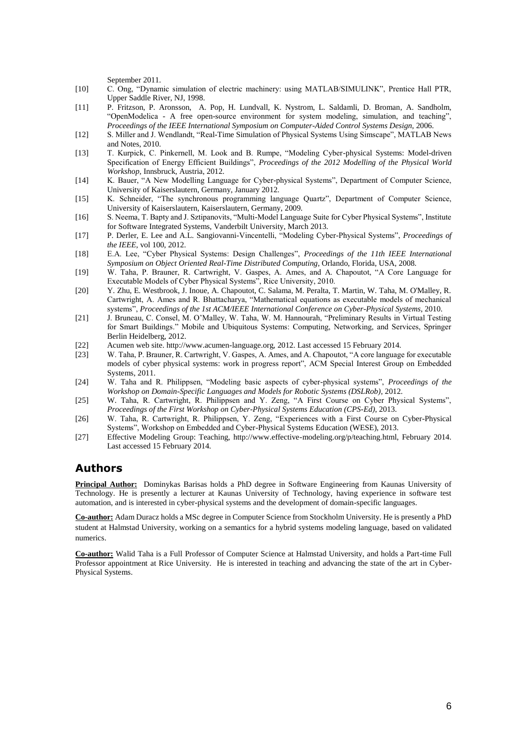September 2011.

[10] C. Ong, "Dynamic simulation of electric machinery: using MATLAB/SIMULINK", Prentice Hall PTR, Upper Saddle River, NJ, 1998.

[11] P. Fritzson, P. Aronsson, A. Pop, H. Lundvall, K. Nystrom, L. Saldamli, D. Broman, A. Sandholm, "OpenModelica - A free open-source environment for system modeling, simulation, and teaching", *Proceedings of the IEEE International Symposium on Computer-Aided Control Systems Design*, 2006.

[12] S. Miller and J. Wendlandt, "Real-Time Simulation of Physical Systems Using Simscape", MATLAB News and Notes, 2010.

[13] T. Kurpick, C. Pinkernell, M. Look and B. Rumpe, "Modeling Cyber-physical Systems: Model-driven Specification of Energy Efficient Buildings", *Proceedings of the 2012 Modelling of the Physical World Workshop*, Innsbruck, Austria, 2012.

[14] K. Bauer, "A New Modelling Language for Cyber-physical Systems", Department of Computer Science, University of Kaiserslautern, Germany, January 2012.

[15] K. Schneider, "The synchronous programming language Quartz", Department of Computer Science, University of Kaiserslautern, Kaiserslautern, Germany, 2009.

[16] S. Neema, T. Bapty and J. Sztipanovits, "Multi-Model Language Suite for Cyber Physical Systems", Institute for Software Integrated Systems, Vanderbilt University, March 2013.

[17] P. Derler, E. Lee and A.L. Sangiovanni-Vincentelli, "Modeling Cyber-Physical Systems", *Proceedings of the IEEE*, vol 100, 2012.

[18] E.A. Lee, "Cyber Physical Systems: Design Challenges", *Proceedings of the 11th IEEE International Symposium on Object Oriented Real-Time Distributed Computing*, Orlando, Florida, USA, 2008.

[19] W. Taha, P. Brauner, R. Cartwright, V. Gaspes, A. Ames, and A. Chapoutot, "A Core Language for Executable Models of Cyber Physical Systems", Rice University, 2010.

[20] Y. Zhu, E. Westbrook, J. Inoue, A. Chapoutot, C. Salama, M. Peralta, T. Martin, W. Taha, M. O'Malley, R. Cartwright, A. Ames and R. Bhattacharya, "Mathematical equations as executable models of mechanical systems", *Proceedings of the 1st ACM/IEEE International Conference on Cyber-Physical Systems*, 2010.

[21] J. Bruneau, C. Consel, M. O'Malley, W. Taha, W. M. Hannourah, "Preliminary Results in Virtual Testing for Smart Buildings." Mobile and Ubiquitous Systems: Computing, Networking, and Services, Springer Berlin Heidelberg, 2012.

[22] Acumen web site. http://www.acumen-language.org, 2012. Last accessed 15 February 2014.

[23] W. Taha, P. Brauner, R. Cartwright, V. Gaspes, A. Ames, and A. Chapoutot, "A core language for executable models of cyber physical systems: work in progress report", ACM Special Interest Group on Embedded Systems, 2011.

[24] W. Taha and R. Philippsen, "Modeling basic aspects of cyber-physical systems", *Proceedings of the Workshop on Domain-Specific Languages and Models for Robotic Systems (DSLRob)*, 2012.

[25] W. Taha, R. Cartwright, R. Philippsen and Y. Zeng, "A First Course on Cyber Physical Systems", *Proceedings of the First Workshop on Cyber-Physical Systems Education (CPS-Ed)*, 2013.

[26] W. Taha, R. Cartwright, R. Philippsen, Y. Zeng, "Experiences with a First Course on Cyber-Physical Systems", Workshop on Embedded and Cyber-Physical Systems Education (WESE), 2013.

[27] Effective Modeling Group: Teaching, http://www.effective-modeling.org/p/teaching.html, February 2014. Last accessed 15 February 2014.

## Authors

**Principal Author:** Dominykas Barisas holds a PhD degree in Software Engineering from Kaunas University of Technology. He is presently a lecturer at Kaunas University of Technology, having experience in software test automation, and is interested in cyber-physical systems and the development of domain-specific languages.

**Co-author:** Adam Duracz holds a MSc degree in Computer Science from Stockholm University. He is presently a PhD student at Halmstad University, working on a semantics for a hybrid systems modeling language, based on validated numerics.

**Co-author:** Walid Taha is a Full Professor of Computer Science at Halmstad University, and holds a Part-time Full Professor appointment at Rice University. He is interested in teaching and advancing the state of the art in Cyber-Physical Systems.